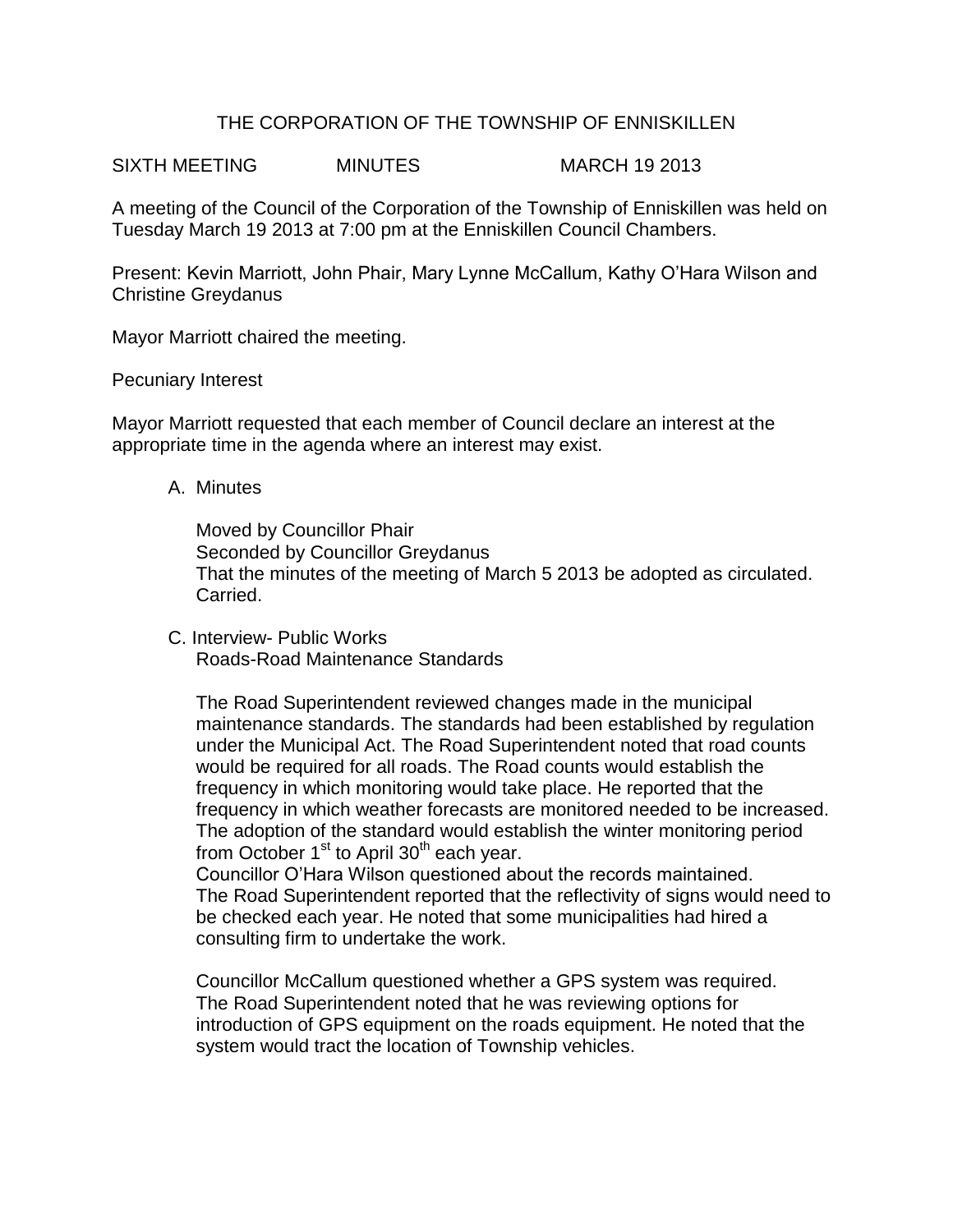# THE CORPORATION OF THE TOWNSHIP OF ENNISKILLEN

SIXTH MEETING MINUTES MARCH 19 2013

A meeting of the Council of the Corporation of the Township of Enniskillen was held on Tuesday March 19 2013 at 7:00 pm at the Enniskillen Council Chambers.

Present: Kevin Marriott, John Phair, Mary Lynne McCallum, Kathy O'Hara Wilson and Christine Greydanus

Mayor Marriott chaired the meeting.

Pecuniary Interest

Mayor Marriott requested that each member of Council declare an interest at the appropriate time in the agenda where an interest may exist.

A. Minutes

   Moved by Councillor Phair
   Seconded by Councillor Greydanus
   That the minutes of the meeting of March 5 2013 be adopted as circulated.
   Carried.

C. Interview- Public Works
   Roads-Road Maintenance Standards

   The Road Superintendent reviewed changes made in the municipal maintenance standards. The standards had been established by regulation under the Municipal Act. The Road Superintendent noted that road counts would be required for all roads. The Road counts would establish the frequency in which monitoring would take place. He reported that the frequency in which weather forecasts are monitored needed to be increased. The adoption of the standard would establish the winter monitoring period from October 1st to April 30th each year.
   Councillor O'Hara Wilson questioned about the records maintained.
   The Road Superintendent reported that the reflectivity of signs would need to be checked each year. He noted that some municipalities had hired a consulting firm to undertake the work.

   Councillor McCallum questioned whether a GPS system was required. The Road Superintendent noted that he was reviewing options for introduction of GPS equipment on the roads equipment. He noted that the system would tract the location of Township vehicles.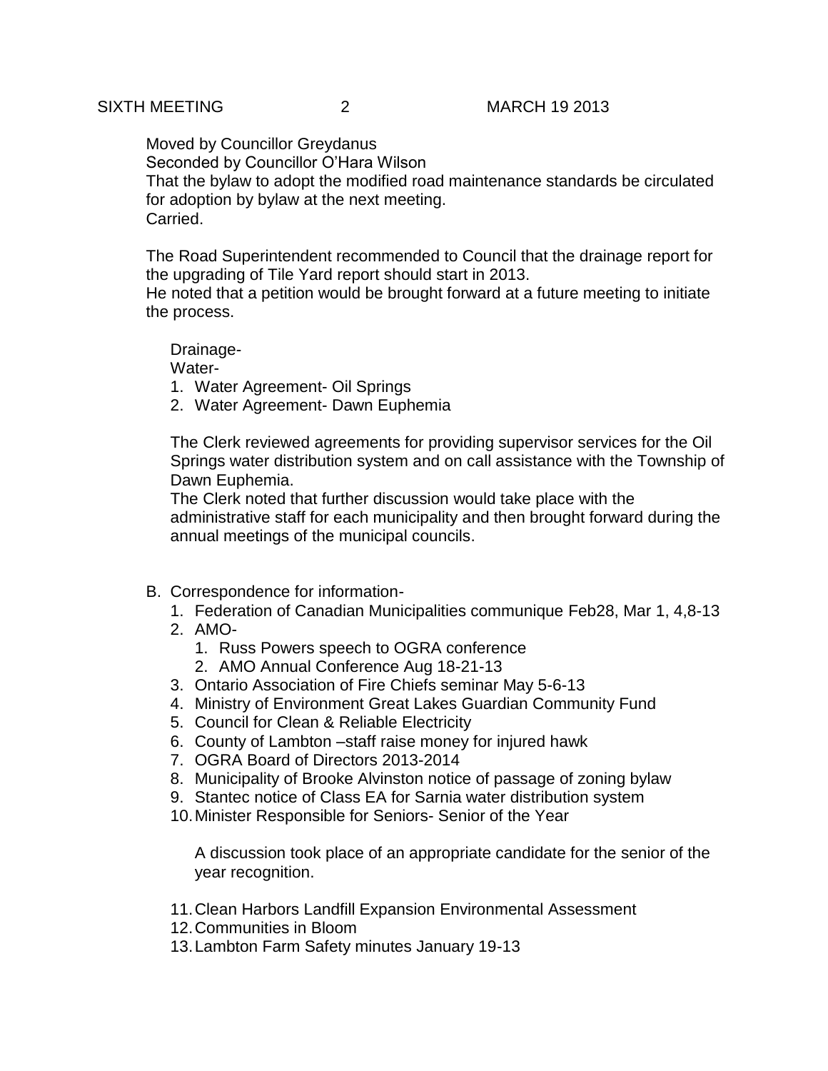Moved by Councillor Greydanus
Seconded by Councillor O'Hara Wilson
That the bylaw to adopt the modified road maintenance standards be circulated for adoption by bylaw at the next meeting.
Carried.

The Road Superintendent recommended to Council that the drainage report for the upgrading of Tile Yard report should start in 2013.
He noted that a petition would be brought forward at a future meeting to initiate the process.

Drainage-
Water-

1. Water Agreement- Oil Springs
2. Water Agreement- Dawn Euphemia

The Clerk reviewed agreements for providing supervisor services for the Oil Springs water distribution system and on call assistance with the Township of Dawn Euphemia.
The Clerk noted that further discussion would take place with the administrative staff for each municipality and then brought forward during the annual meetings of the municipal councils.

B. Correspondence for information-
   1. Federation of Canadian Municipalities communique Feb28, Mar 1, 4,8-13
   2. AMO-
      1. Russ Powers speech to OGRA conference
      2. AMO Annual Conference Aug 18-21-13
   3. Ontario Association of Fire Chiefs seminar May 5-6-13
   4. Ministry of Environment Great Lakes Guardian Community Fund
   5. Council for Clean & Reliable Electricity
   6. County of Lambton –staff raise money for injured hawk
   7. OGRA Board of Directors 2013-2014
   8. Municipality of Brooke Alvinston notice of passage of zoning bylaw
   9. Stantec notice of Class EA for Sarnia water distribution system
   10. Minister Responsible for Seniors- Senior of the Year

       A discussion took place of an appropriate candidate for the senior of the year recognition.

   11. Clean Harbors Landfill Expansion Environmental Assessment
   12. Communities in Bloom
   13. Lambton Farm Safety minutes January 19-13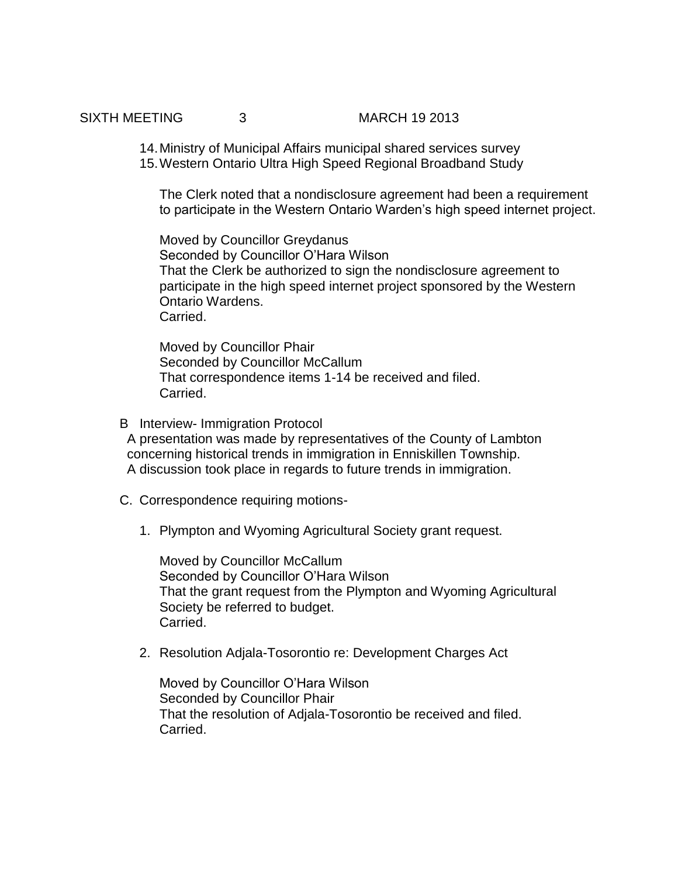14. Ministry of Municipal Affairs municipal shared services survey
15. Western Ontario Ultra High Speed Regional Broadband Study

    The Clerk noted that a nondisclosure agreement had been a requirement to participate in the Western Ontario Warden's high speed internet project.

    Moved by Councillor Greydanus
    Seconded by Councillor O'Hara Wilson
    That the Clerk be authorized to sign the nondisclosure agreement to participate in the high speed internet project sponsored by the Western Ontario Wardens.
    Carried.

    Moved by Councillor Phair
    Seconded by Councillor McCallum
    That correspondence items 1-14 be received and filed.
    Carried.

B Interview- Immigration Protocol

A presentation was made by representatives of the County of Lambton concerning historical trends in immigration in Enniskillen Township.
A discussion took place in regards to future trends in immigration.

C. Correspondence requiring motions-

1. Plympton and Wyoming Agricultural Society grant request.

   Moved by Councillor McCallum
   Seconded by Councillor O'Hara Wilson
   That the grant request from the Plympton and Wyoming Agricultural Society be referred to budget.
   Carried.

2. Resolution Adjala-Tosorontio re: Development Charges Act

   Moved by Councillor O'Hara Wilson
   Seconded by Councillor Phair
   That the resolution of Adjala-Tosorontio be received and filed.
   Carried.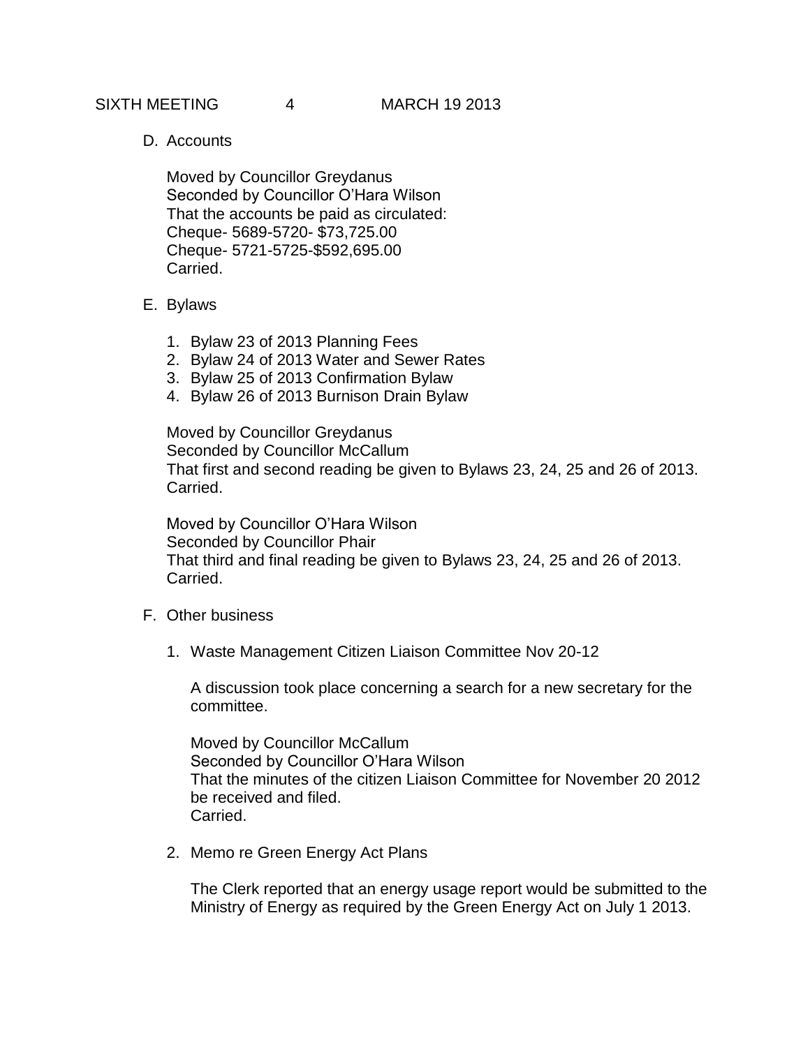D. Accounts

Moved by Councillor Greydanus
Seconded by Councillor O'Hara Wilson
That the accounts be paid as circulated:
Cheque- 5689-5720- $73,725.00
Cheque- 5721-5725-$592,695.00
Carried.

E. Bylaws

1. Bylaw 23 of 2013 Planning Fees
2. Bylaw 24 of 2013 Water and Sewer Rates
3. Bylaw 25 of 2013 Confirmation Bylaw
4. Bylaw 26 of 2013 Burnison Drain Bylaw

Moved by Councillor Greydanus
Seconded by Councillor McCallum
That first and second reading be given to Bylaws 23, 24, 25 and 26 of 2013.
Carried.

Moved by Councillor O'Hara Wilson
Seconded by Councillor Phair
That third and final reading be given to Bylaws 23, 24, 25 and 26 of 2013.
Carried.

F. Other business

1. Waste Management Citizen Liaison Committee Nov 20-12

   A discussion took place concerning a search for a new secretary for the committee.

   Moved by Councillor McCallum
   Seconded by Councillor O'Hara Wilson
   That the minutes of the citizen Liaison Committee for November 20 2012 be received and filed.
   Carried.

2. Memo re Green Energy Act Plans

   The Clerk reported that an energy usage report would be submitted to the Ministry of Energy as required by the Green Energy Act on July 1 2013.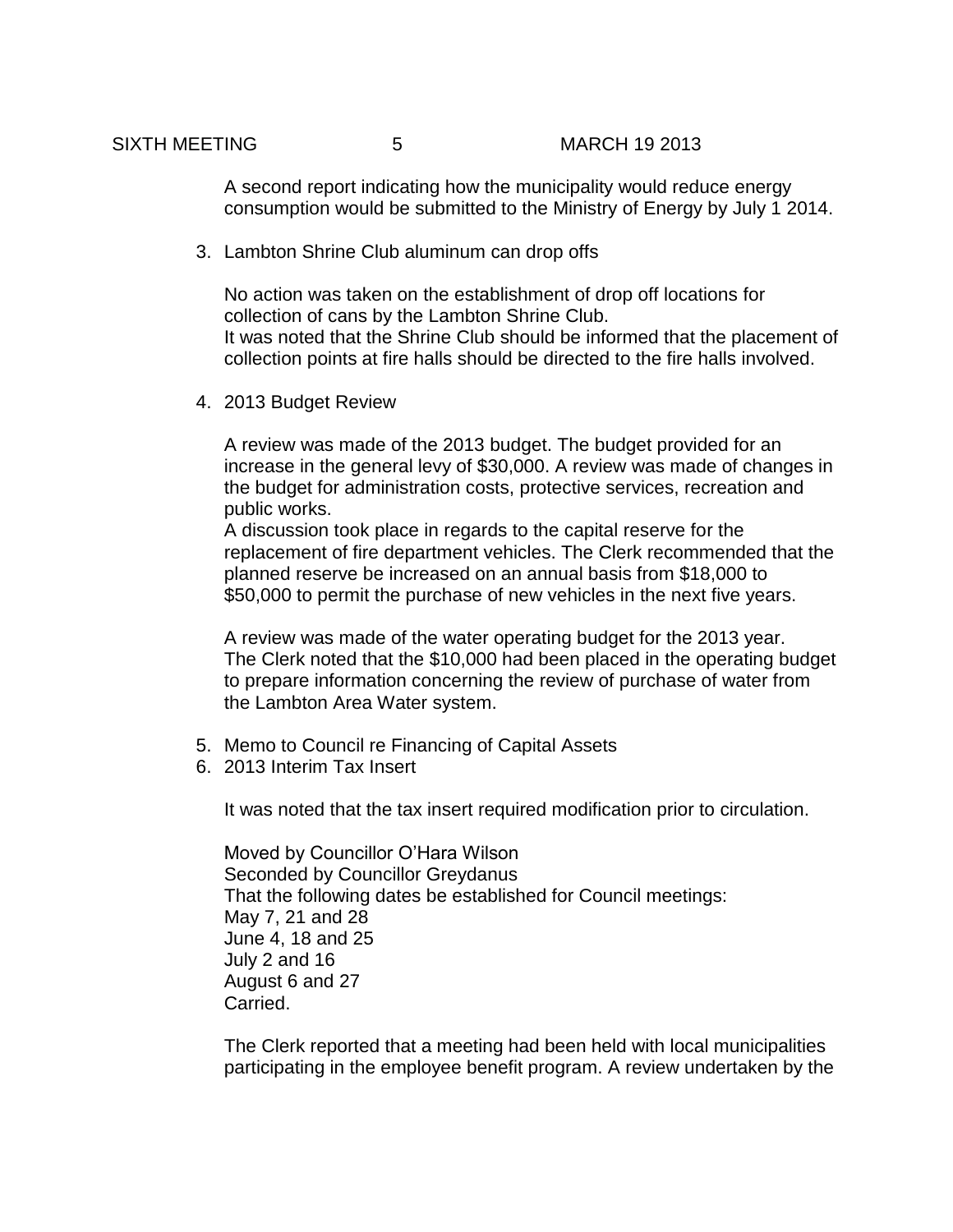A second report indicating how the municipality would reduce energy consumption would be submitted to the Ministry of Energy by July 1 2014.

3. Lambton Shrine Club aluminum can drop offs

   No action was taken on the establishment of drop off locations for collection of cans by the Lambton Shrine Club.
   It was noted that the Shrine Club should be informed that the placement of collection points at fire halls should be directed to the fire halls involved.

4. 2013 Budget Review

   A review was made of the 2013 budget. The budget provided for an increase in the general levy of $30,000. A review was made of changes in the budget for administration costs, protective services, recreation and public works.
   A discussion took place in regards to the capital reserve for the replacement of fire department vehicles. The Clerk recommended that the planned reserve be increased on an annual basis from $18,000 to $50,000 to permit the purchase of new vehicles in the next five years.

   A review was made of the water operating budget for the 2013 year.
   The Clerk noted that the $10,000 had been placed in the operating budget to prepare information concerning the review of purchase of water from the Lambton Area Water system.

5. Memo to Council re Financing of Capital Assets
6. 2013 Interim Tax Insert

   It was noted that the tax insert required modification prior to circulation.

   Moved by Councillor O'Hara Wilson
   Seconded by Councillor Greydanus
   That the following dates be established for Council meetings:
   May 7, 21 and 28
   June 4, 18 and 25
   July 2 and 16
   August 6 and 27
   Carried.

   The Clerk reported that a meeting had been held with local municipalities participating in the employee benefit program. A review undertaken by the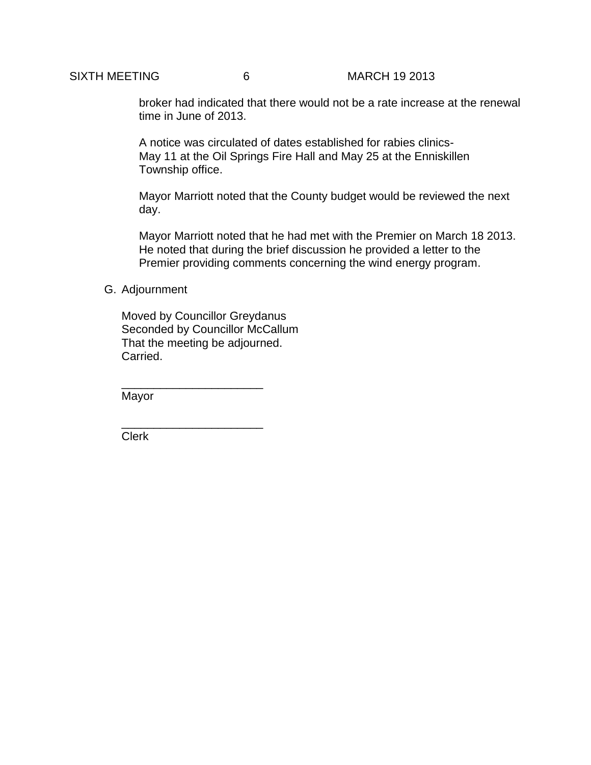broker had indicated that there would not be a rate increase at the renewal time in June of 2013.

A notice was circulated of dates established for rabies clinics- May 11 at the Oil Springs Fire Hall and May 25 at the Enniskillen Township office.

Mayor Marriott noted that the County budget would be reviewed the next day.

Mayor Marriott noted that he had met with the Premier on March 18 2013. He noted that during the brief discussion he provided a letter to the Premier providing comments concerning the wind energy program.

G. Adjournment

Moved by Councillor Greydanus
Seconded by Councillor McCallum
That the meeting be adjourned.
Carried.

______________________
Mayor

______________________
Clerk